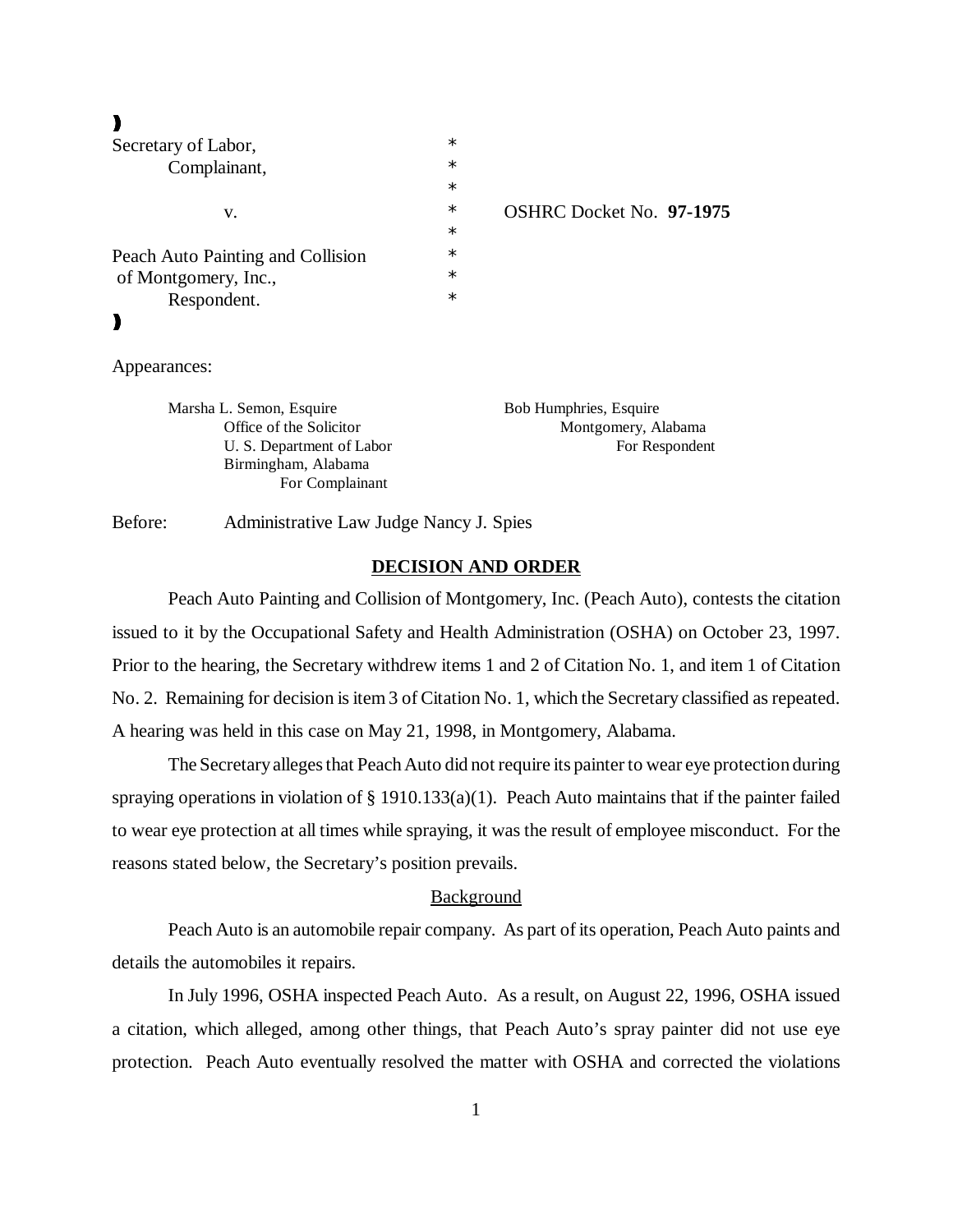| | | |
|---|---|---|
| Secretary of Labor, | * | |
| Complainant, | * | |
| | * | |
| v. | * | OSHRC Docket No. **97-1975** |
| | * | |
| Peach Auto Painting and Collision | * | |
| of Montgomery, Inc., | * | |
| Respondent. | * | |

Appearances:

Marsha L. Semon, Esquire
Office of the Solicitor
U. S. Department of Labor
Birmingham, Alabama
For Complainant

Bob Humphries, Esquire
Montgomery, Alabama
For Respondent

Before: Administrative Law Judge Nancy J. Spies

## DECISION AND ORDER

Peach Auto Painting and Collision of Montgomery, Inc. (Peach Auto), contests the citation issued to it by the Occupational Safety and Health Administration (OSHA) on October 23, 1997. Prior to the hearing, the Secretary withdrew items 1 and 2 of Citation No. 1, and item 1 of Citation No. 2. Remaining for decision is item 3 of Citation No. 1, which the Secretary classified as repeated. A hearing was held in this case on May 21, 1998, in Montgomery, Alabama.

The Secretary alleges that Peach Auto did not require its painter to wear eye protection during spraying operations in violation of § 1910.133(a)(1). Peach Auto maintains that if the painter failed to wear eye protection at all times while spraying, it was the result of employee misconduct. For the reasons stated below, the Secretary's position prevails.

### Background

Peach Auto is an automobile repair company. As part of its operation, Peach Auto paints and details the automobiles it repairs.

In July 1996, OSHA inspected Peach Auto. As a result, on August 22, 1996, OSHA issued a citation, which alleged, among other things, that Peach Auto's spray painter did not use eye protection. Peach Auto eventually resolved the matter with OSHA and corrected the violations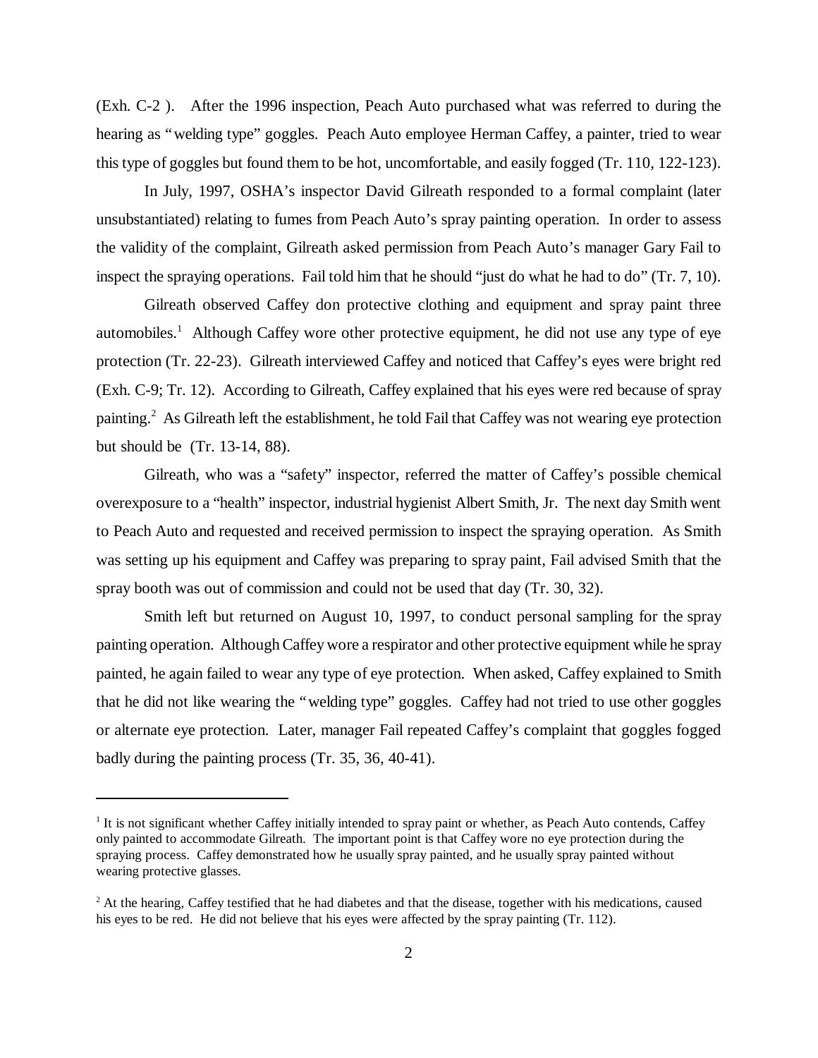(Exh. C-2 ). After the 1996 inspection, Peach Auto purchased what was referred to during the hearing as "welding type" goggles. Peach Auto employee Herman Caffey, a painter, tried to wear this type of goggles but found them to be hot, uncomfortable, and easily fogged (Tr. 110, 122-123).

In July, 1997, OSHA's inspector David Gilreath responded to a formal complaint (later unsubstantiated) relating to fumes from Peach Auto's spray painting operation. In order to assess the validity of the complaint, Gilreath asked permission from Peach Auto's manager Gary Fail to inspect the spraying operations. Fail told him that he should "just do what he had to do" (Tr. 7, 10).

Gilreath observed Caffey don protective clothing and equipment and spray paint three automobiles.[1] Although Caffey wore other protective equipment, he did not use any type of eye protection (Tr. 22-23). Gilreath interviewed Caffey and noticed that Caffey's eyes were bright red (Exh. C-9; Tr. 12). According to Gilreath, Caffey explained that his eyes were red because of spray painting.[2] As Gilreath left the establishment, he told Fail that Caffey was not wearing eye protection but should be (Tr. 13-14, 88).

Gilreath, who was a "safety" inspector, referred the matter of Caffey's possible chemical overexposure to a "health" inspector, industrial hygienist Albert Smith, Jr. The next day Smith went to Peach Auto and requested and received permission to inspect the spraying operation. As Smith was setting up his equipment and Caffey was preparing to spray paint, Fail advised Smith that the spray booth was out of commission and could not be used that day (Tr. 30, 32).

Smith left but returned on August 10, 1997, to conduct personal sampling for the spray painting operation. Although Caffey wore a respirator and other protective equipment while he spray painted, he again failed to wear any type of eye protection. When asked, Caffey explained to Smith that he did not like wearing the "welding type" goggles. Caffey had not tried to use other goggles or alternate eye protection. Later, manager Fail repeated Caffey's complaint that goggles fogged badly during the painting process (Tr. 35, 36, 40-41).

---

[1] It is not significant whether Caffey initially intended to spray paint or whether, as Peach Auto contends, Caffey only painted to accommodate Gilreath. The important point is that Caffey wore no eye protection during the spraying process. Caffey demonstrated how he usually spray painted, and he usually spray painted without wearing protective glasses.

[2] At the hearing, Caffey testified that he had diabetes and that the disease, together with his medications, caused his eyes to be red. He did not believe that his eyes were affected by the spray painting (Tr. 112).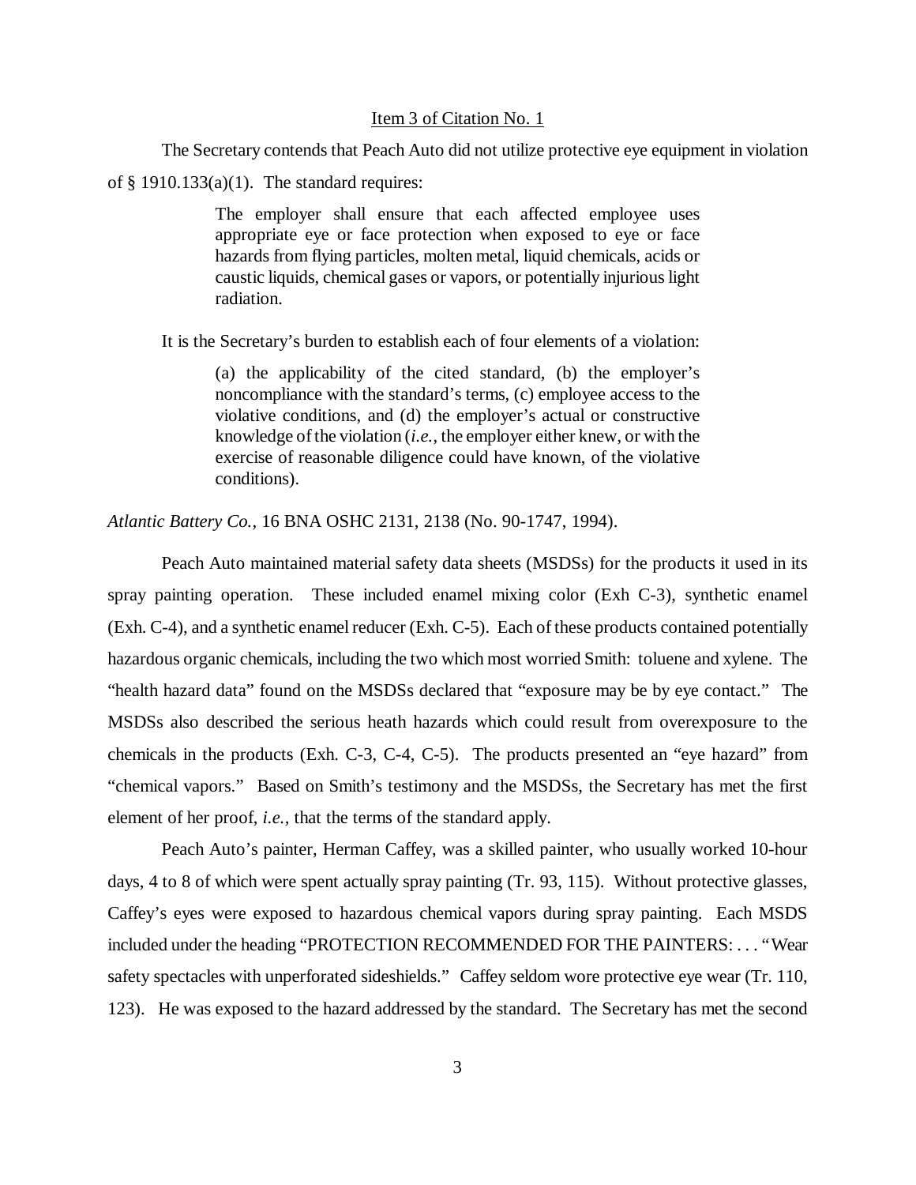Item 3 of Citation No. 1

The Secretary contends that Peach Auto did not utilize protective eye equipment in violation of § 1910.133(a)(1). The standard requires:

> The employer shall ensure that each affected employee uses appropriate eye or face protection when exposed to eye or face hazards from flying particles, molten metal, liquid chemicals, acids or caustic liquids, chemical gases or vapors, or potentially injurious light radiation.

It is the Secretary's burden to establish each of four elements of a violation:

> (a) the applicability of the cited standard, (b) the employer's noncompliance with the standard's terms, (c) employee access to the violative conditions, and (d) the employer's actual or constructive knowledge of the violation (*i.e.*, the employer either knew, or with the exercise of reasonable diligence could have known, of the violative conditions).

*Atlantic Battery Co.*, 16 BNA OSHC 2131, 2138 (No. 90-1747, 1994).

Peach Auto maintained material safety data sheets (MSDSs) for the products it used in its spray painting operation. These included enamel mixing color (Exh C-3), synthetic enamel (Exh. C-4), and a synthetic enamel reducer (Exh. C-5). Each of these products contained potentially hazardous organic chemicals, including the two which most worried Smith: toluene and xylene. The "health hazard data" found on the MSDSs declared that "exposure may be by eye contact." The MSDSs also described the serious heath hazards which could result from overexposure to the chemicals in the products (Exh. C-3, C-4, C-5). The products presented an "eye hazard" from "chemical vapors." Based on Smith's testimony and the MSDSs, the Secretary has met the first element of her proof, *i.e.*, that the terms of the standard apply.

Peach Auto's painter, Herman Caffey, was a skilled painter, who usually worked 10-hour days, 4 to 8 of which were spent actually spray painting (Tr. 93, 115). Without protective glasses, Caffey's eyes were exposed to hazardous chemical vapors during spray painting. Each MSDS included under the heading "PROTECTION RECOMMENDED FOR THE PAINTERS: . . . "Wear safety spectacles with unperforated sideshields." Caffey seldom wore protective eye wear (Tr. 110, 123). He was exposed to the hazard addressed by the standard. The Secretary has met the second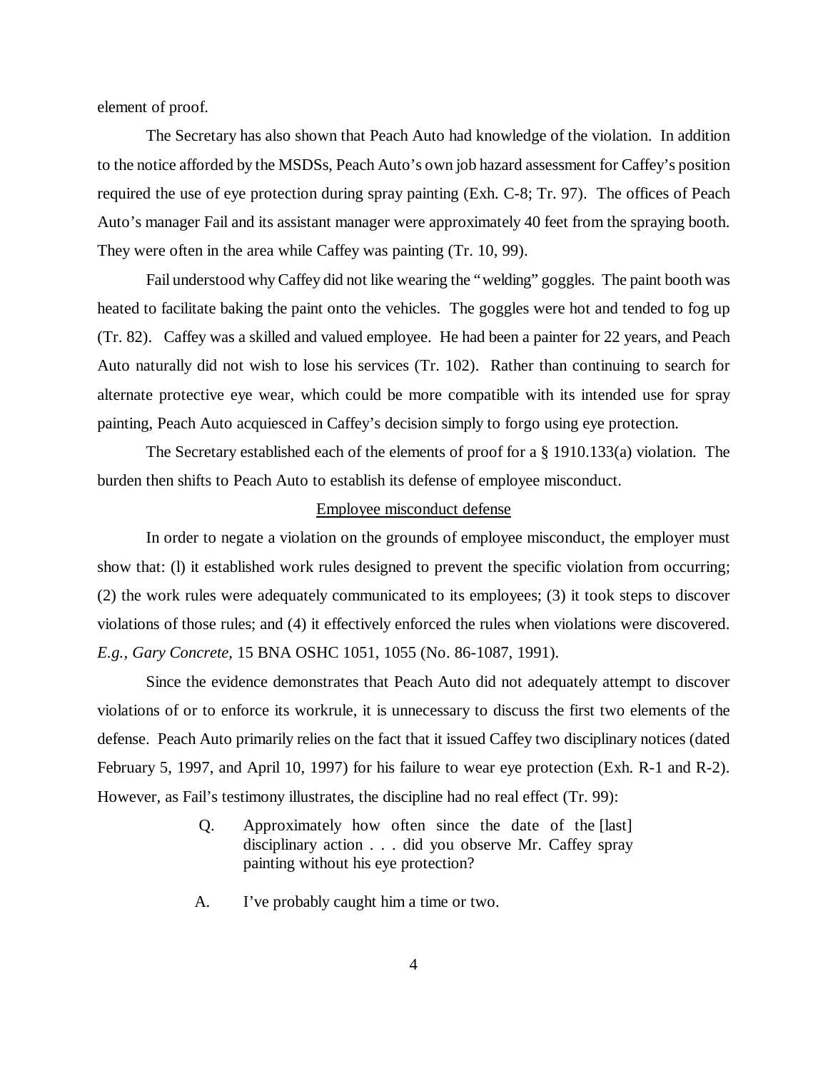element of proof.

The Secretary has also shown that Peach Auto had knowledge of the violation. In addition to the notice afforded by the MSDSs, Peach Auto's own job hazard assessment for Caffey's position required the use of eye protection during spray painting (Exh. C-8; Tr. 97). The offices of Peach Auto's manager Fail and its assistant manager were approximately 40 feet from the spraying booth. They were often in the area while Caffey was painting (Tr. 10, 99).

Fail understood why Caffey did not like wearing the "welding" goggles. The paint booth was heated to facilitate baking the paint onto the vehicles. The goggles were hot and tended to fog up (Tr. 82). Caffey was a skilled and valued employee. He had been a painter for 22 years, and Peach Auto naturally did not wish to lose his services (Tr. 102). Rather than continuing to search for alternate protective eye wear, which could be more compatible with its intended use for spray painting, Peach Auto acquiesced in Caffey's decision simply to forgo using eye protection.

The Secretary established each of the elements of proof for a § 1910.133(a) violation. The burden then shifts to Peach Auto to establish its defense of employee misconduct.

<u>Employee misconduct defense</u>

In order to negate a violation on the grounds of employee misconduct, the employer must show that: (l) it established work rules designed to prevent the specific violation from occurring; (2) the work rules were adequately communicated to its employees; (3) it took steps to discover violations of those rules; and (4) it effectively enforced the rules when violations were discovered. *E.g.*, *Gary Concrete*, 15 BNA OSHC 1051, 1055 (No. 86-1087, 1991).

Since the evidence demonstrates that Peach Auto did not adequately attempt to discover violations of or to enforce its workrule, it is unnecessary to discuss the first two elements of the defense. Peach Auto primarily relies on the fact that it issued Caffey two disciplinary notices (dated February 5, 1997, and April 10, 1997) for his failure to wear eye protection (Exh. R-1 and R-2). However, as Fail's testimony illustrates, the discipline had no real effect (Tr. 99):

> Q. Approximately how often since the date of the [last] disciplinary action . . . did you observe Mr. Caffey spray painting without his eye protection?
>
> A. I've probably caught him a time or two.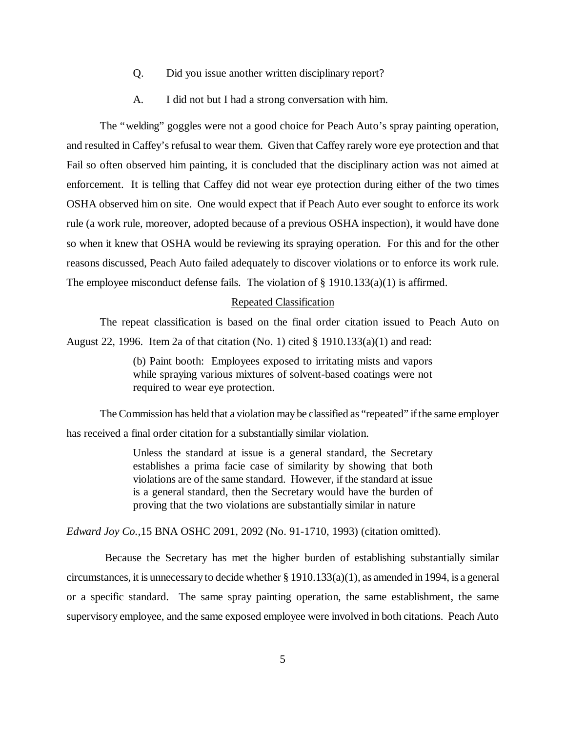Q. Did you issue another written disciplinary report?

A. I did not but I had a strong conversation with him.

The "welding" goggles were not a good choice for Peach Auto's spray painting operation, and resulted in Caffey's refusal to wear them. Given that Caffey rarely wore eye protection and that Fail so often observed him painting, it is concluded that the disciplinary action was not aimed at enforcement. It is telling that Caffey did not wear eye protection during either of the two times OSHA observed him on site. One would expect that if Peach Auto ever sought to enforce its work rule (a work rule, moreover, adopted because of a previous OSHA inspection), it would have done so when it knew that OSHA would be reviewing its spraying operation. For this and for the other reasons discussed, Peach Auto failed adequately to discover violations or to enforce its work rule. The employee misconduct defense fails. The violation of § 1910.133(a)(1) is affirmed.

## Repeated Classification

The repeat classification is based on the final order citation issued to Peach Auto on August 22, 1996. Item 2a of that citation (No. 1) cited § 1910.133(a)(1) and read:

> (b) Paint booth: Employees exposed to irritating mists and vapors while spraying various mixtures of solvent-based coatings were not required to wear eye protection.

The Commission has held that a violation may be classified as "repeated" if the same employer has received a final order citation for a substantially similar violation.

> Unless the standard at issue is a general standard, the Secretary establishes a prima facie case of similarity by showing that both violations are of the same standard. However, if the standard at issue is a general standard, then the Secretary would have the burden of proving that the two violations are substantially similar in nature

*Edward Joy Co.,*15 BNA OSHC 2091, 2092 (No. 91-1710, 1993) (citation omitted).

Because the Secretary has met the higher burden of establishing substantially similar circumstances, it is unnecessary to decide whether § 1910.133(a)(1), as amended in 1994, is a general or a specific standard. The same spray painting operation, the same establishment, the same supervisory employee, and the same exposed employee were involved in both citations. Peach Auto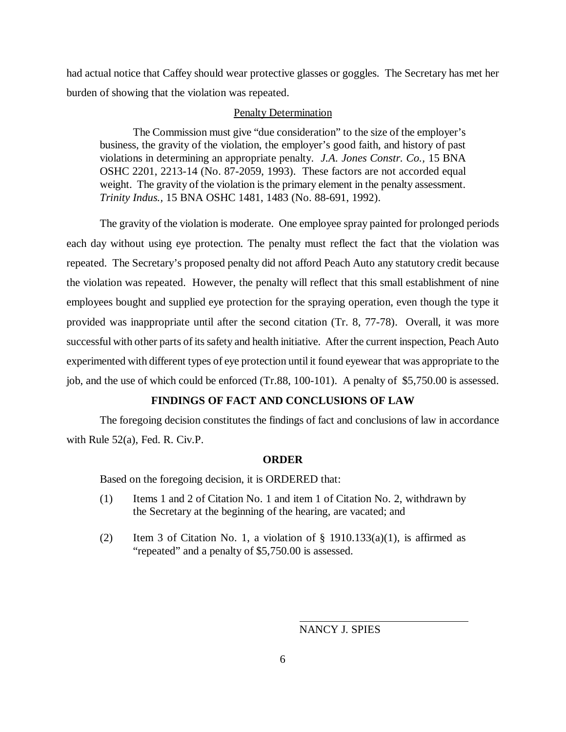had actual notice that Caffey should wear protective glasses or goggles. The Secretary has met her burden of showing that the violation was repeated.

Penalty Determination

> The Commission must give "due consideration" to the size of the employer's business, the gravity of the violation, the employer's good faith, and history of past violations in determining an appropriate penalty. *J.A. Jones Constr. Co.*, 15 BNA OSHC 2201, 2213-14 (No. 87-2059, 1993). These factors are not accorded equal weight. The gravity of the violation is the primary element in the penalty assessment. *Trinity Indus.*, 15 BNA OSHC 1481, 1483 (No. 88-691, 1992).

The gravity of the violation is moderate. One employee spray painted for prolonged periods each day without using eye protection. The penalty must reflect the fact that the violation was repeated. The Secretary's proposed penalty did not afford Peach Auto any statutory credit because the violation was repeated. However, the penalty will reflect that this small establishment of nine employees bought and supplied eye protection for the spraying operation, even though the type it provided was inappropriate until after the second citation (Tr. 8, 77-78). Overall, it was more successful with other parts of its safety and health initiative. After the current inspection, Peach Auto experimented with different types of eye protection until it found eyewear that was appropriate to the job, and the use of which could be enforced (Tr.88, 100-101). A penalty of $5,750.00 is assessed.

**FINDINGS OF FACT AND CONCLUSIONS OF LAW**

The foregoing decision constitutes the findings of fact and conclusions of law in accordance with Rule 52(a), Fed. R. Civ.P.

**ORDER**

Based on the foregoing decision, it is ORDERED that:

(1) Items 1 and 2 of Citation No. 1 and item 1 of Citation No. 2, withdrawn by the Secretary at the beginning of the hearing, are vacated; and

(2) Item 3 of Citation No. 1, a violation of § 1910.133(a)(1), is affirmed as "repeated" and a penalty of $5,750.00 is assessed.

NANCY J. SPIES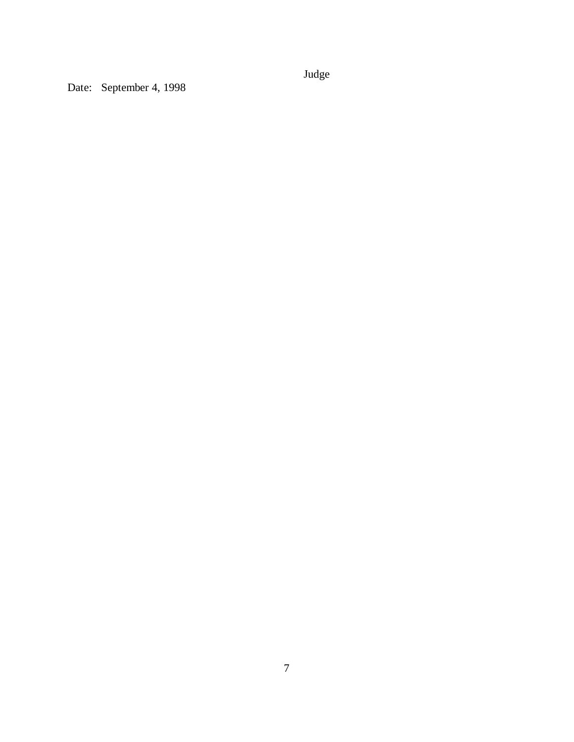Judge

Date: September 4, 1998